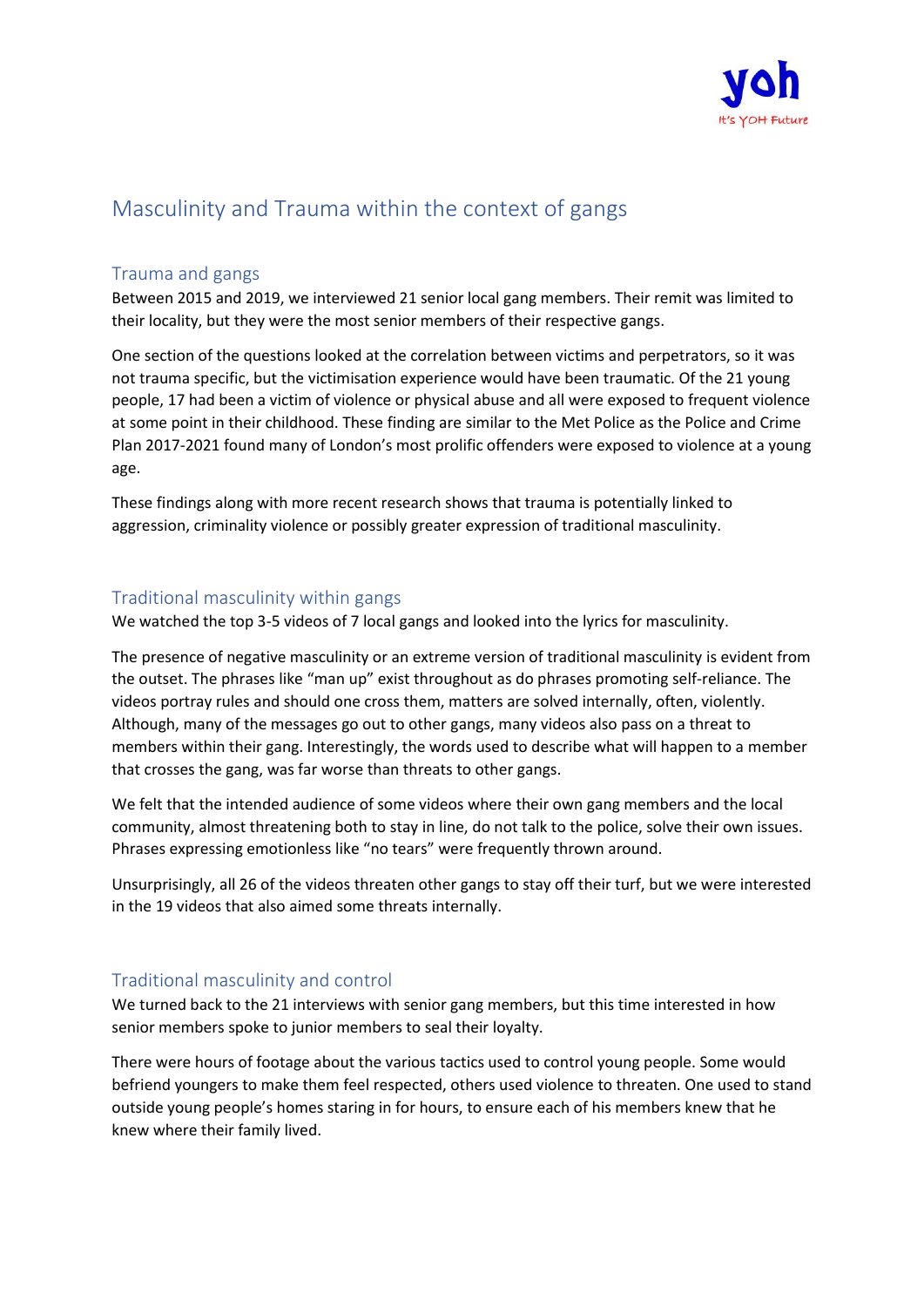# Masculinity and Trauma within the context of gangs

## Trauma and gangs

Between 2015 and 2019, we interviewed 21 senior local gang members. Their remit was limited to their locality, but they were the most senior members of their respective gangs.

One section of the questions looked at the correlation between victims and perpetrators, so it was not trauma specific, but the victimisation experience would have been traumatic. Of the 21 young people, 17 had been a victim of violence or physical abuse and all were exposed to frequent violence at some point in their childhood. These finding are similar to the Met Police as the Police and Crime Plan 2017-2021 found many of London's most prolific offenders were exposed to violence at a young age.

These findings along with more recent research shows that trauma is potentially linked to aggression, criminality violence or possibly greater expression of traditional masculinity.

## Traditional masculinity within gangs

We watched the top 3-5 videos of 7 local gangs and looked into the lyrics for masculinity.

The presence of negative masculinity or an extreme version of traditional masculinity is evident from the outset. The phrases like "man up" exist throughout as do phrases promoting self-reliance. The videos portray rules and should one cross them, matters are solved internally, often, violently. Although, many of the messages go out to other gangs, many videos also pass on a threat to members within their gang. Interestingly, the words used to describe what will happen to a member that crosses the gang, was far worse than threats to other gangs.

We felt that the intended audience of some videos where their own gang members and the local community, almost threatening both to stay in line, do not talk to the police, solve their own issues. Phrases expressing emotionless like "no tears" were frequently thrown around.

Unsurprisingly, all 26 of the videos threaten other gangs to stay off their turf, but we were interested in the 19 videos that also aimed some threats internally.

## Traditional masculinity and control

We turned back to the 21 interviews with senior gang members, but this time interested in how senior members spoke to junior members to seal their loyalty.

There were hours of footage about the various tactics used to control young people. Some would befriend youngers to make them feel respected, others used violence to threaten. One used to stand outside young people's homes staring in for hours, to ensure each of his members knew that he knew where their family lived.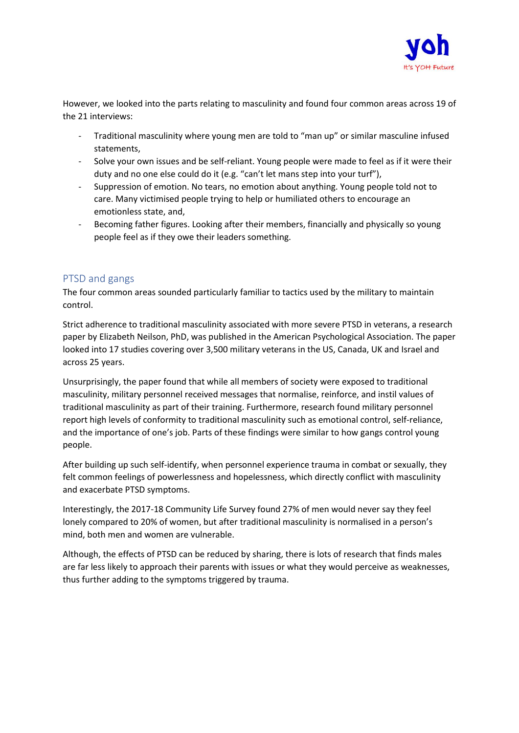However, we looked into the parts relating to masculinity and found four common areas across 19 of the 21 interviews:

- Traditional masculinity where young men are told to "man up" or similar masculine infused statements,
- Solve your own issues and be self-reliant. Young people were made to feel as if it were their duty and no one else could do it (e.g. "can't let mans step into your turf"),
- Suppression of emotion. No tears, no emotion about anything. Young people told not to care. Many victimised people trying to help or humiliated others to encourage an emotionless state, and,
- Becoming father figures. Looking after their members, financially and physically so young people feel as if they owe their leaders something.

## PTSD and gangs

The four common areas sounded particularly familiar to tactics used by the military to maintain control.

Strict adherence to traditional masculinity associated with more severe PTSD in veterans, a research paper by Elizabeth Neilson, PhD, was published in the American Psychological Association. The paper looked into 17 studies covering over 3,500 military veterans in the US, Canada, UK and Israel and across 25 years.

Unsurprisingly, the paper found that while all members of society were exposed to traditional masculinity, military personnel received messages that normalise, reinforce, and instil values of traditional masculinity as part of their training. Furthermore, research found military personnel report high levels of conformity to traditional masculinity such as emotional control, self-reliance, and the importance of one's job. Parts of these findings were similar to how gangs control young people.

After building up such self-identify, when personnel experience trauma in combat or sexually, they felt common feelings of powerlessness and hopelessness, which directly conflict with masculinity and exacerbate PTSD symptoms.

Interestingly, the 2017-18 Community Life Survey found 27% of men would never say they feel lonely compared to 20% of women, but after traditional masculinity is normalised in a person's mind, both men and women are vulnerable.

Although, the effects of PTSD can be reduced by sharing, there is lots of research that finds males are far less likely to approach their parents with issues or what they would perceive as weaknesses, thus further adding to the symptoms triggered by trauma.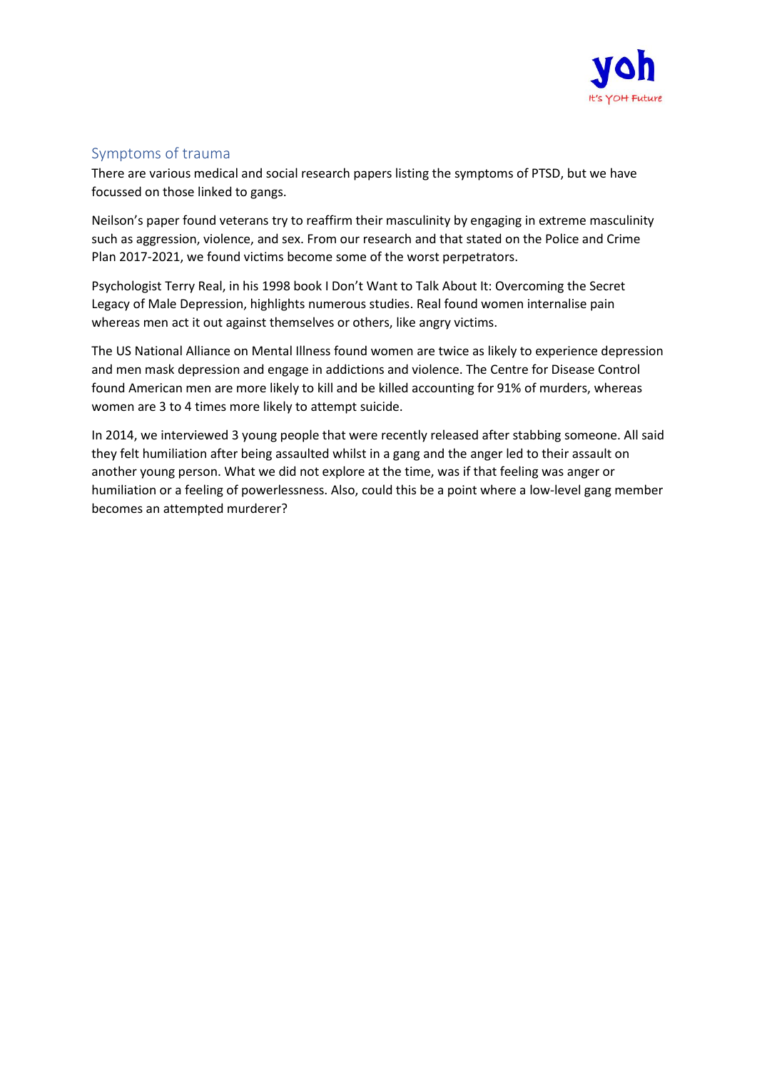## Symptoms of trauma

There are various medical and social research papers listing the symptoms of PTSD, but we have focussed on those linked to gangs.

Neilson's paper found veterans try to reaffirm their masculinity by engaging in extreme masculinity such as aggression, violence, and sex. From our research and that stated on the Police and Crime Plan 2017-2021, we found victims become some of the worst perpetrators.

Psychologist Terry Real, in his 1998 book I Don't Want to Talk About It: Overcoming the Secret Legacy of Male Depression, highlights numerous studies. Real found women internalise pain whereas men act it out against themselves or others, like angry victims.

The US National Alliance on Mental Illness found women are twice as likely to experience depression and men mask depression and engage in addictions and violence. The Centre for Disease Control found American men are more likely to kill and be killed accounting for 91% of murders, whereas women are 3 to 4 times more likely to attempt suicide.

In 2014, we interviewed 3 young people that were recently released after stabbing someone. All said they felt humiliation after being assaulted whilst in a gang and the anger led to their assault on another young person. What we did not explore at the time, was if that feeling was anger or humiliation or a feeling of powerlessness. Also, could this be a point where a low-level gang member becomes an attempted murderer?